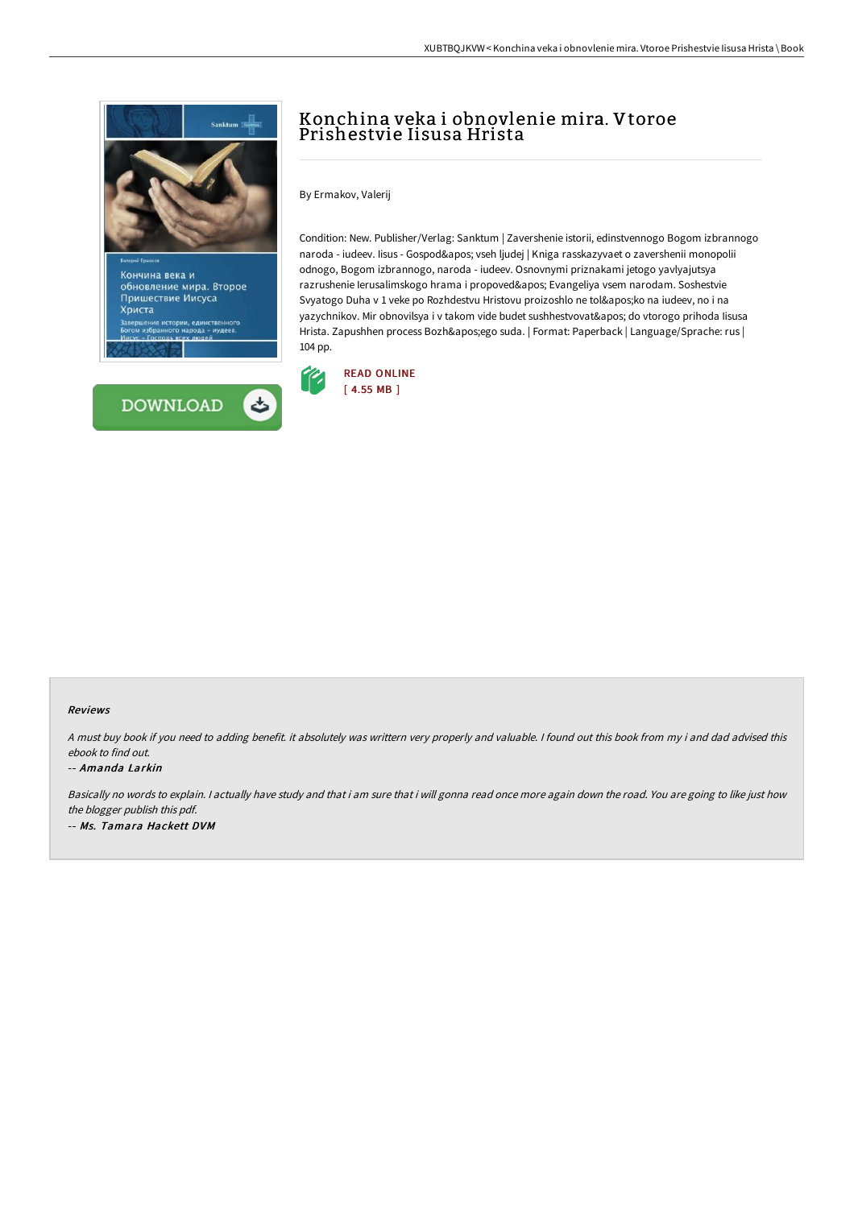# Konchina veka i obnovlenie mira. Vtoroe Prishestvie Iisusa Hrista

By Ermakov, Valerij

Condition: New. Publisher/Verlag: Sanktum | Zavershenie istorii, edinstvennogo Bogom izbrannogo naroda - iudeev. Iisus - Gospod&apos; vseh ljudej | Kniga rasskazyvaet o zavershenii monopolii odnogo, Bogom izbrannogo, naroda - iudeev. Osnovnymi priznakami jetogo yavlyajutsya razrushenie Ierusalimskogo hrama i propoved&apos; Evangeliya vsem narodam. Soshestvie Svyatogo Duha v 1 veke po Rozhdestvu Hristovu proizoshlo ne tol&apos;ko na iudeev, no i na yazychnikov. Mir obnovilsya i v takom vide budet sushhestvovat&apos; do vtorogo prihoda Iisusa Hrista. Zapushhen process Bozh&apos;ego suda. | Format: Paperback | Language/Sprache: rus | 104 pp.

READ ONLINE
[ 4.55 MB ]

DOWNLOAD

#### Reviews

*A must buy book if you need to adding benefit. it absolutely was writtern very properly and valuable. I found out this book from my i and dad advised this ebook to find out.*

*-- Amanda Larkin*

*Basically no words to explain. I actually have study and that i am sure that i will gonna read once more again down the road. You are going to like just how the blogger publish this pdf.*

*-- Ms. Tamara Hackett DVM*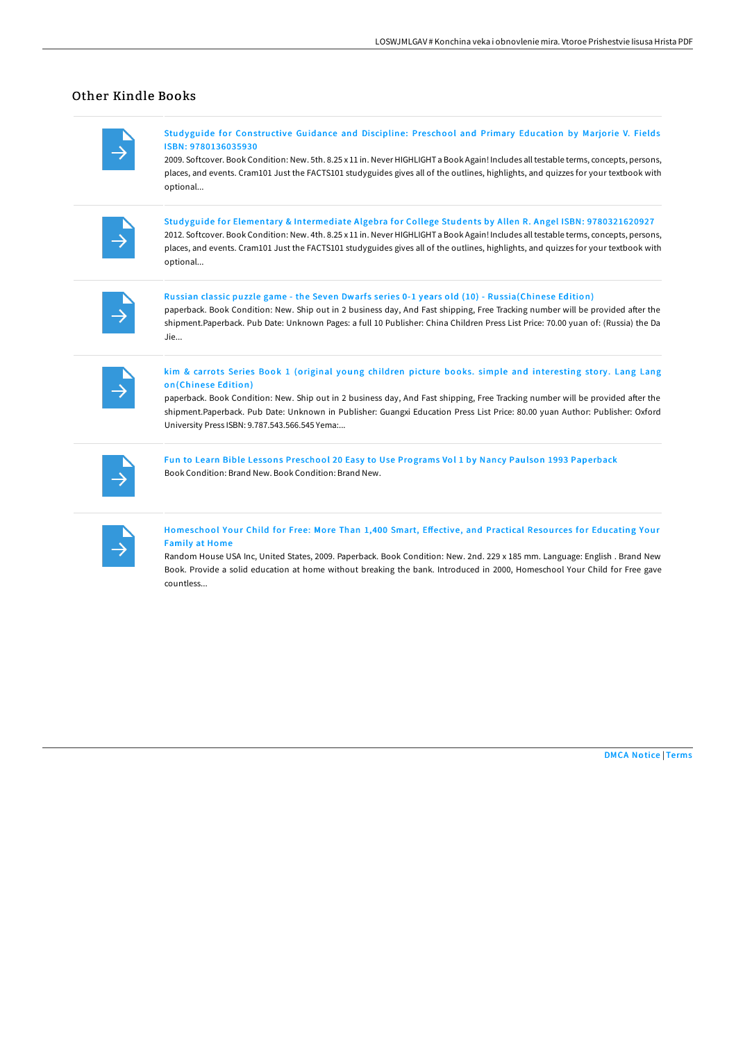## Other Kindle Books

**Studyguide for Constructive Guidance and Discipline: Preschool and Primary Education by Marjorie V. Fields ISBN: 9780136035930**

2009. Softcover. Book Condition: New. 5th. 8.25 x 11 in. Never HIGHLIGHT a Book Again! Includes all testable terms, concepts, persons, places, and events. Cram101 Just the FACTS101 studyguides gives all of the outlines, highlights, and quizzes for your textbook with optional...

**Studyguide for Elementary & Intermediate Algebra for College Students by Allen R. Angel ISBN: 9780321620927**

2012. Softcover. Book Condition: New. 4th. 8.25 x 11 in. Never HIGHLIGHT a Book Again! Includes all testable terms, concepts, persons, places, and events. Cram101 Just the FACTS101 studyguides gives all of the outlines, highlights, and quizzes for your textbook with optional...

**Russian classic puzzle game - the Seven Dwarfs series 0-1 years old (10) - Russia(Chinese Edition)**

paperback. Book Condition: New. Ship out in 2 business day, And Fast shipping, Free Tracking number will be provided after the shipment.Paperback. Pub Date: Unknown Pages: a full 10 Publisher: China Children Press List Price: 70.00 yuan of: (Russia) the Da Jie...

**kim & carrots Series Book 1 (original young children picture books. simple and interesting story. Lang Lang on(Chinese Edition)**

paperback. Book Condition: New. Ship out in 2 business day, And Fast shipping, Free Tracking number will be provided after the shipment.Paperback. Pub Date: Unknown in Publisher: Guangxi Education Press List Price: 80.00 yuan Author: Publisher: Oxford University Press ISBN: 9.787.543.566.545 Yema:...

**Fun to Learn Bible Lessons Preschool 20 Easy to Use Programs Vol 1 by Nancy Paulson 1993 Paperback**

Book Condition: Brand New. Book Condition: Brand New.

**Homeschool Your Child for Free: More Than 1,400 Smart, Effective, and Practical Resources for Educating Your Family at Home**

Random House USA Inc, United States, 2009. Paperback. Book Condition: New. 2nd. 229 x 185 mm. Language: English . Brand New Book. Provide a solid education at home without breaking the bank. Introduced in 2000, Homeschool Your Child for Free gave countless...